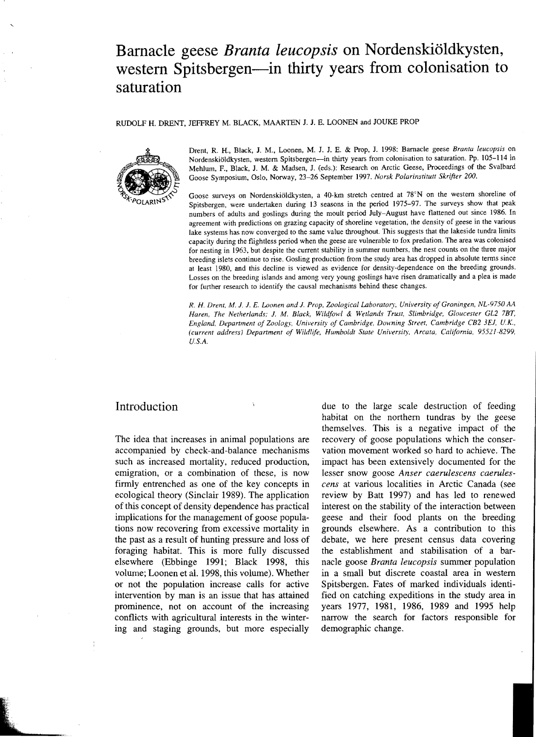# Barnacle geese *Branta leucopsis* on Nordenskiöldkysten, western Spitsbergen—in thirty years from colonisation to saturation

RUDOLF H. DRENT, JEFFREY M. BLACK, MAARTEN J. J. E. LOONEN and JOUKE PROP

Drent, R. H., Black, J. M., Loonen, M. J. J. E. & Prop, J. 1998: Barnacle geese *Branta leucopsis* on Nordenskiöldkysten, western Spitsbergen—in thirty years from colonisation to saturation. Pp. 105–114 in Mehlum, F., Black, J. M. & Madsen, J. (eds.): Research on Arctic Geese, Proceedings of the Svalbard Goose Symposium, Oslo, Norway, 23–26 September 1997. *Norsk Polarinstitutt Skrifter 200.*

Goose surveys on Nordenskiöldkysten, a 40-km stretch centred at 78°N on the western shoreline of Spitsbergen, were undertaken during 13 seasons in the period 1975–97. The surveys show that peak numbers of adults and goslings during the moult period July–August have flattened out since 1986. In agreement with predictions on grazing capacity of shoreline vegetation, the density of geese in the various lake systems has now converged to the same value throughout. This suggests that the lakeside tundra limits capacity during the flightless period when the geese are vulnerable to fox predation. The area was colonised for nesting in 1963, but despite the current stability in summer numbers, the nest counts on the three major breeding islets continue to rise. Gosling production from the study area has dropped in absolute terms since at least 1980, and this decline is viewed as evidence for density-dependence on the breeding grounds. Losses on the breeding islands and among very young goslings have risen dramatically and a plea is made for further research to identify the causal mechanisms behind these changes.

*R. H. Drent, M. J. J. E. Loonen and J. Prop, Zoological Laboratory, University of Groningen, NL-9750 AA Haren, The Netherlands; J. M. Black, Wildfowl & Wetlands Trust, Slimbridge, Gloucester GL2 7BT, England, Department of Zoology, University of Cambridge, Downing Street, Cambridge CB2 3EJ, U.K., (current address) Department of Wildlife, Humboldt State University, Arcata, California, 95521-8299, U.S.A.*

## Introduction

The idea that increases in animal populations are accompanied by check-and-balance mechanisms such as increased mortality, reduced production, emigration, or a combination of these, is now firmly entrenched as one of the key concepts in ecological theory (Sinclair 1989). The application of this concept of density dependence has practical implications for the management of goose populations now recovering from excessive mortality in the past as a result of hunting pressure and loss of foraging habitat. This is more fully discussed elsewhere (Ebbinge 1991; Black 1998, this volume; Loonen et al. 1998, this volume). Whether or not the population increase calls for active intervention by man is an issue that has attained prominence, not on account of the increasing conflicts with agricultural interests in the wintering and staging grounds, but more especially due to the large scale destruction of feeding habitat on the northern tundras by the geese themselves. This is a negative impact of the recovery of goose populations which the conservation movement worked so hard to achieve. The impact has been extensively documented for the lesser snow goose *Anser caerulescens caerulescens* at various localities in Arctic Canada (see review by Batt 1997) and has led to renewed interest on the stability of the interaction between geese and their food plants on the breeding grounds elsewhere. As a contribution to this debate, we here present census data covering the establishment and stabilisation of a barnacle goose *Branta leucopsis* summer population in a small but discrete coastal area in western Spitsbergen. Fates of marked individuals identified on catching expeditions in the study area in years 1977, 1981, 1986, 1989 and 1995 help narrow the search for factors responsible for demographic change.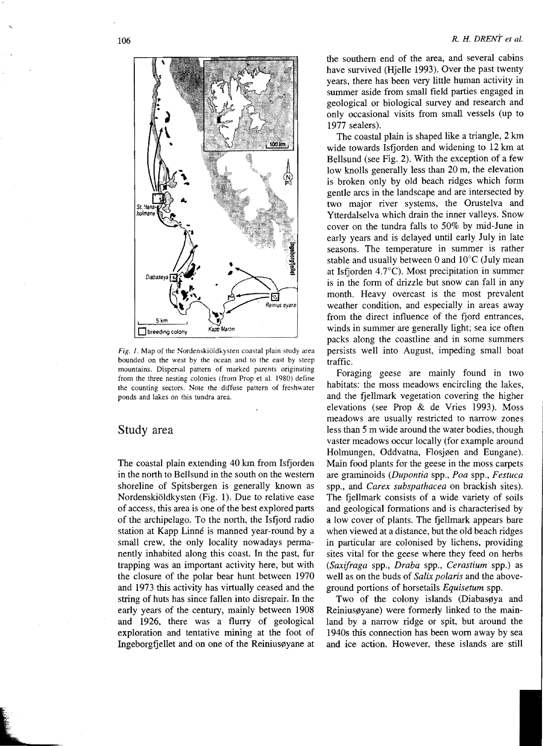Fig. 1. Map of the Nordenskiöldkysten coastal plain study area bounded on the west by the ocean and to the east by steep mountains. Dispersal pattern of marked parents originating from the three nesting colonies (from Prop et al. 1980) define the counting sectors. Note the diffuse pattern of freshwater ponds and lakes on this tundra area.

## Study area

The coastal plain extending 40 km from Isfjorden in the north to Bellsund in the south on the western shoreline of Spitsbergen is generally known as Nordenskiöldkysten (Fig. 1). Due to relative ease of access, this area is one of the best explored parts of the archipelago. To the north, the Isfjord radio station at Kapp Linné is manned year-round by a small crew, the only locality nowadays permanently inhabited along this coast. In the past, fur trapping was an important activity here, but with the closure of the polar bear hunt between 1970 and 1973 this activity has virtually ceased and the string of huts has since fallen into disrepair. In the early years of the century, mainly between 1908 and 1926, there was a flurry of geological exploration and tentative mining at the foot of Ingeborgfjellet and on one of the Reiniusøyane at the southern end of the area, and several cabins have survived (Hjelle 1993). Over the past twenty years, there has been very little human activity in summer aside from small field parties engaged in geological or biological survey and research and only occasional visits from small vessels (up to 1977 sealers).

The coastal plain is shaped like a triangle, 2 km wide towards Isfjorden and widening to 12 km at Bellsund (see Fig. 2). With the exception of a few low knolls generally less than 20 m, the elevation is broken only by old beach ridges which form gentle arcs in the landscape and are intersected by two major river systems, the Orustelva and Ytterdalselva which drain the inner valleys. Snow cover on the tundra falls to 50% by mid-June in early years and is delayed until early July in late seasons. The temperature in summer is rather stable and usually between 0 and 10°C (July mean at Isfjorden 4.7°C). Most precipitation in summer is in the form of drizzle but snow can fall in any month. Heavy overcast is the most prevalent weather condition, and especially in areas away from the direct influence of the fjord entrances, winds in summer are generally light; sea ice often packs along the coastline and in some summers persists well into August, impeding small boat traffic.

Foraging geese are mainly found in two habitats: the moss meadows encircling the lakes, and the fjellmark vegetation covering the higher elevations (see Prop & de Vries 1993). Moss meadows are usually restricted to narrow zones less than 5 m wide around the water bodies, though vaster meadows occur locally (for example around Holmungen, Oddvatna, Flosjøen and Eungane). Main food plants for the geese in the moss carpets are graminoids (*Dupontia* spp., *Poa* spp., *Festuca* spp., and *Carex subspathacea* on brackish sites). The fjellmark consists of a wide variety of soils and geological formations and is characterised by a low cover of plants. The fjellmark appears bare when viewed at a distance, but the old beach ridges in particular are colonised by lichens, providing sites vital for the geese where they feed on herbs (*Saxifraga* spp., *Draba* spp., *Cerastium* spp.) as well as on the buds of *Salix polaris* and the above-ground portions of horsetails *Equisetum* spp.

Two of the colony islands (Diabasøya and Reiniusøyane) were formerly linked to the mainland by a narrow ridge or spit, but around the 1940s this connection has been worn away by sea and ice action. However, these islands are still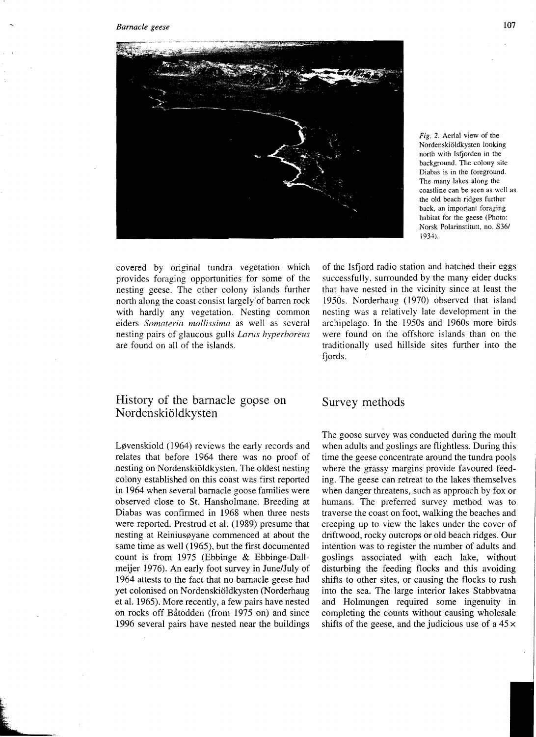Fig. 2. Aerial view of the Nordenskiöldkysten looking north with Isfjorden in the background. The colony site Diabas is in the foreground. The many lakes along the coastline can be seen as well as the old beach ridges further back, an important foraging habitat for the geese (Photo: Norsk Polarinstitutt, no. S36/1934).

covered by original tundra vegetation which provides foraging opportunities for some of the nesting geese. The other colony islands further north along the coast consist largely of barren rock with hardly any vegetation. Nesting common eiders *Somateria mollissima* as well as several nesting pairs of glaucous gulls *Larus hyperboreus* are found on all of the islands.

## History of the barnacle goose on Nordenskiöldkysten

Løvenskiold (1964) reviews the early records and relates that before 1964 there was no proof of nesting on Nordenskiöldkysten. The oldest nesting colony established on this coast was first reported in 1964 when several barnacle goose families were observed close to St. Hansholmane. Breeding at Diabas was confirmed in 1968 when three nests were reported. Prestrud et al. (1989) presume that nesting at Reiniusøyane commenced at about the same time as well (1965), but the first documented count is from 1975 (Ebbinge & Ebbinge-Dallmeijer 1976). An early foot survey in June/July of 1964 attests to the fact that no barnacle geese had yet colonised on Nordenskiöldkysten (Norderhaug et al. 1965). More recently, a few pairs have nested on rocks off Båtodden (from 1975 on) and since 1996 several pairs have nested near the buildings of the Isfjord radio station and hatched their eggs successfully, surrounded by the many eider ducks that have nested in the vicinity since at least the 1950s. Norderhaug (1970) observed that island nesting was a relatively late development in the archipelago. In the 1950s and 1960s more birds were found on the offshore islands than on the traditionally used hillside sites further into the fjords.

## Survey methods

The goose survey was conducted during the moult when adults and goslings are flightless. During this time the geese concentrate around the tundra pools where the grassy margins provide favoured feeding. The geese can retreat to the lakes themselves when danger threatens, such as approach by fox or humans. The preferred survey method was to traverse the coast on foot, walking the beaches and creeping up to view the lakes under the cover of driftwood, rocky outcrops or old beach ridges. Our intention was to register the number of adults and goslings associated with each lake, without disturbing the feeding flocks and this avoiding shifts to other sites, or causing the flocks to rush into the sea. The large interior lakes Stabbvatna and Holmungen required some ingenuity in completing the counts without causing wholesale shifts of the geese, and the judicious use of a 45 ×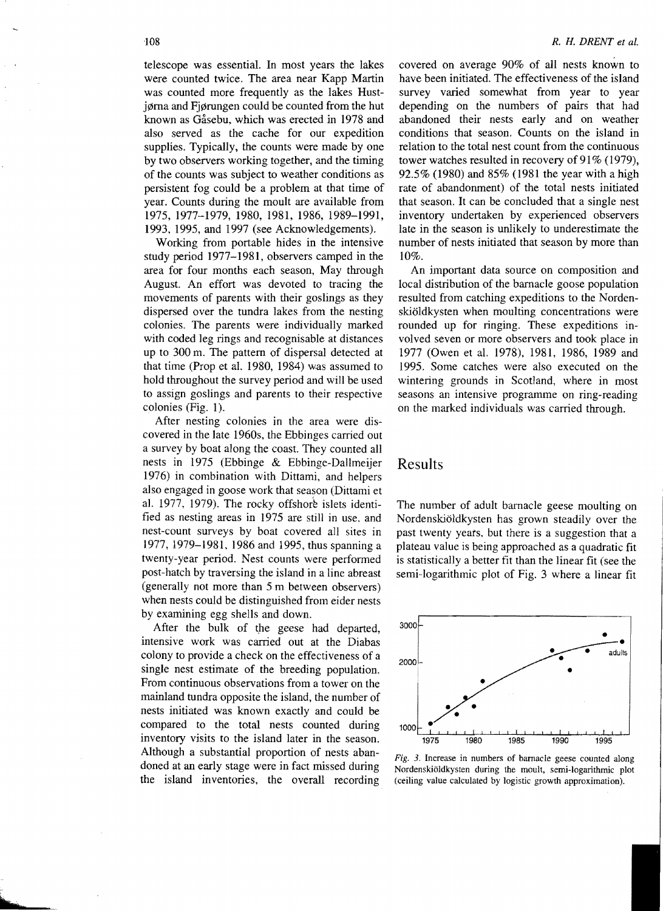telescope was essential. In most years the lakes were counted twice. The area near Kapp Martin was counted more frequently as the lakes Hustjørna and Fjørungen could be counted from the hut known as Gåsebu, which was erected in 1978 and also served as the cache for our expedition supplies. Typically, the counts were made by one by two observers working together, and the timing of the counts was subject to weather conditions as persistent fog could be a problem at that time of year. Counts during the moult are available from 1975, 1977–1979, 1980, 1981, 1986, 1989–1991, 1993, 1995, and 1997 (see Acknowledgements).

Working from portable hides in the intensive study period 1977–1981, observers camped in the area for four months each season, May through August. An effort was devoted to tracing the movements of parents with their goslings as they dispersed over the tundra lakes from the nesting colonies. The parents were individually marked with coded leg rings and recognisable at distances up to 300 m. The pattern of dispersal detected at that time (Prop et al. 1980, 1984) was assumed to hold throughout the survey period and will be used to assign goslings and parents to their respective colonies (Fig. 1).

After nesting colonies in the area were discovered in the late 1960s, the Ebbinges carried out a survey by boat along the coast. They counted all nests in 1975 (Ebbinge & Ebbinge-Dallmeijer 1976) in combination with Dittami, and helpers also engaged in goose work that season (Dittami et al. 1977, 1979). The rocky offshore islets identified as nesting areas in 1975 are still in use, and nest-count surveys by boat covered all sites in 1977, 1979–1981, 1986 and 1995, thus spanning a twenty-year period. Nest counts were performed post-hatch by traversing the island in a line abreast (generally not more than 5 m between observers) when nests could be distinguished from eider nests by examining egg shells and down.

After the bulk of the geese had departed, intensive work was carried out at the Diabas colony to provide a check on the effectiveness of a single nest estimate of the breeding population. From continuous observations from a tower on the mainland tundra opposite the island, the number of nests initiated was known exactly and could be compared to the total nests counted during inventory visits to the island later in the season. Although a substantial proportion of nests abandoned at an early stage were in fact missed during the island inventories, the overall recording covered on average 90% of all nests known to have been initiated. The effectiveness of the island survey varied somewhat from year to year depending on the numbers of pairs that had abandoned their nests early and on weather conditions that season. Counts on the island in relation to the total nest count from the continuous tower watches resulted in recovery of 91% (1979), 92.5% (1980) and 85% (1981 the year with a high rate of abandonment) of the total nests initiated that season. It can be concluded that a single nest inventory undertaken by experienced observers late in the season is unlikely to underestimate the number of nests initiated that season by more than 10%.

An important data source on composition and local distribution of the barnacle goose population resulted from catching expeditions to the Nordenskiöldkysten when moulting concentrations were rounded up for ringing. These expeditions involved seven or more observers and took place in 1977 (Owen et al. 1978), 1981, 1986, 1989 and 1995. Some catches were also executed on the wintering grounds in Scotland, where in most seasons an intensive programme on ring-reading on the marked individuals was carried through.

## Results

The number of adult barnacle geese moulting on Nordenskiöldkysten has grown steadily over the past twenty years, but there is a suggestion that a plateau value is being approached as a quadratic fit is statistically a better fit than the linear fit (see the semi-logarithmic plot of Fig. 3 where a linear fit

*Fig. 3.* Increase in numbers of barnacle geese counted along Nordenskiöldkysten during the moult, semi-logarithmic plot (ceiling value calculated by logistic growth approximation).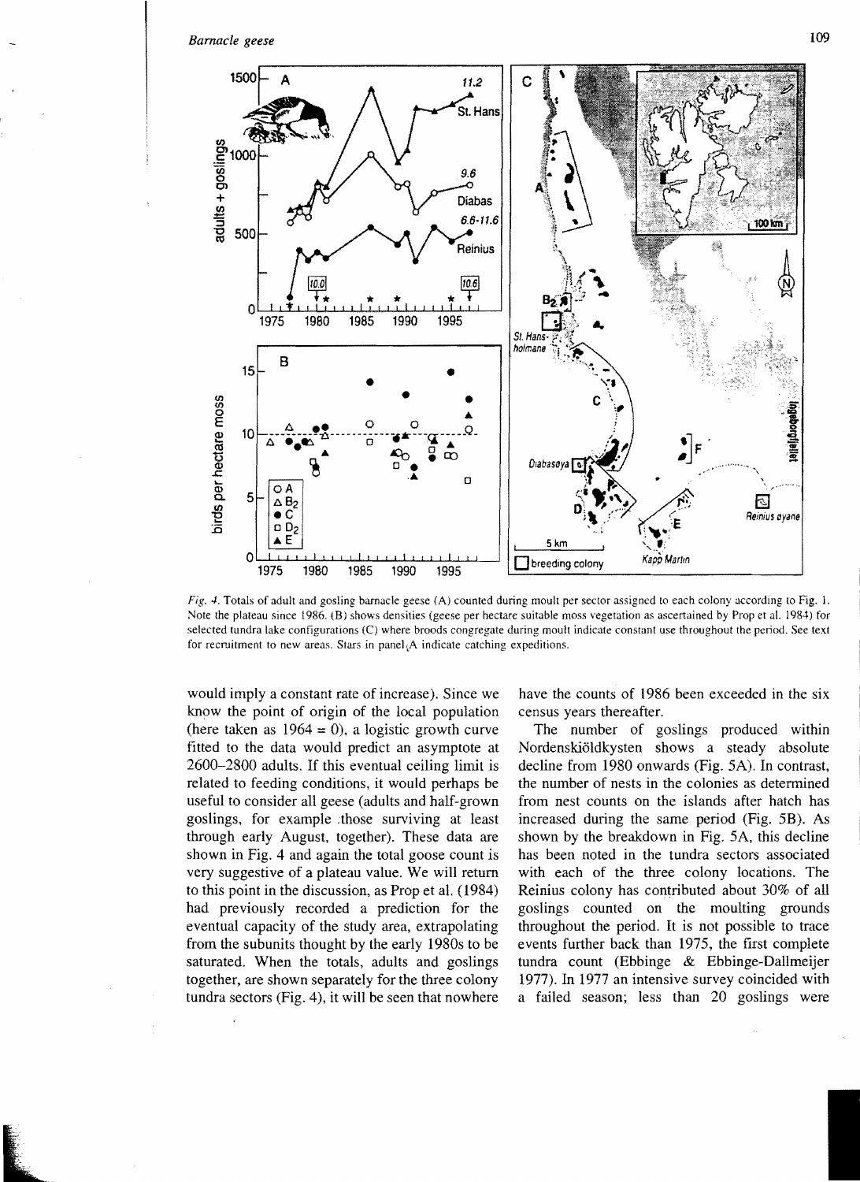*Fig. 4.* Totals of adult and gosling barnacle geese (A) counted during moult per sector assigned to each colony according to Fig. 1. Note the plateau since 1986. (B) shows densities (geese per hectare suitable moss vegetation as ascertained by Prop et al. 1984) for selected tundra lake configurations (C) where broods congregate during moult indicate constant use throughout the period. See text for recruitment to new areas. Stars in panel A indicate catching expeditions.

would imply a constant rate of increase). Since we know the point of origin of the local population (here taken as 1964 = 0), a logistic growth curve fitted to the data would predict an asymptote at 2600–2800 adults. If this eventual ceiling limit is related to feeding conditions, it would perhaps be useful to consider all geese (adults and half-grown goslings, for example those surviving at least through early August, together). These data are shown in Fig. 4 and again the total goose count is very suggestive of a plateau value. We will return to this point in the discussion, as Prop et al. (1984) had previously recorded a prediction for the eventual capacity of the study area, extrapolating from the subunits thought by the early 1980s to be saturated. When the totals, adults and goslings together, are shown separately for the three colony tundra sectors (Fig. 4), it will be seen that nowhere have the counts of 1986 been exceeded in the six census years thereafter.

The number of goslings produced within Nordenskiöldkysten shows a steady absolute decline from 1980 onwards (Fig. 5A). In contrast, the number of nests in the colonies as determined from nest counts on the islands after hatch has increased during the same period (Fig. 5B). As shown by the breakdown in Fig. 5A, this decline has been noted in the tundra sectors associated with each of the three colony locations. The Reinius colony has contributed about 30% of all goslings counted on the moulting grounds throughout the period. It is not possible to trace events further back than 1975, the first complete tundra count (Ebbinge & Ebbinge-Dallmeijer 1977). In 1977 an intensive survey coincided with a failed season; less than 20 goslings were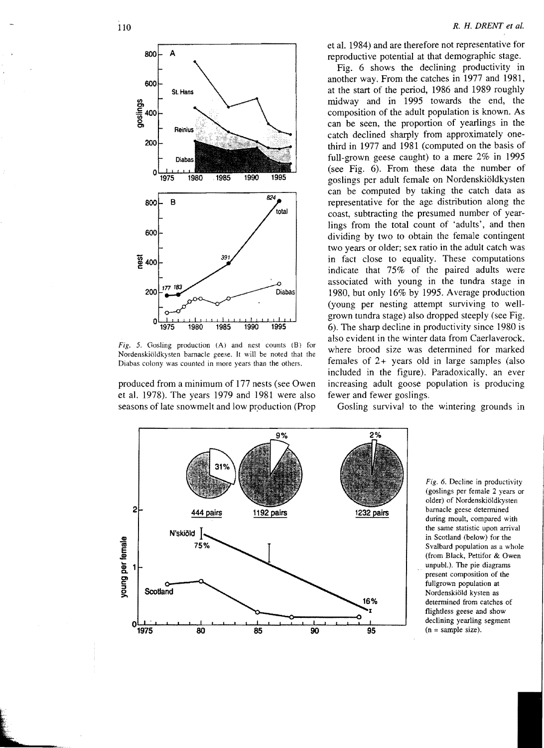*Fig. 5.* Gosling production (A) and nest counts (B) for Nordenskiöldkysten barnacle geese. It will be noted that the Diabas colony was counted in more years than the others.

produced from a minimum of 177 nests (see Owen et al. 1978). The years 1979 and 1981 were also seasons of late snowmelt and low production (Prop et al. 1984) and are therefore not representative for reproductive potential at that demographic stage.

Fig. 6 shows the declining productivity in another way. From the catches in 1977 and 1981, at the start of the period, 1986 and 1989 roughly midway and in 1995 towards the end, the composition of the adult population is known. As can be seen, the proportion of yearlings in the catch declined sharply from approximately one-third in 1977 and 1981 (computed on the basis of full-grown geese caught) to a mere 2% in 1995 (see Fig. 6). From these data the number of goslings per adult female on Nordenskiöldkysten can be computed by taking the catch data as representative for the age distribution along the coast, subtracting the presumed number of yearlings from the total count of 'adults', and then dividing by two to obtain the female contingent two years or older; sex ratio in the adult catch was in fact close to equality. These computations indicate that 75% of the paired adults were associated with young in the tundra stage in 1980, but only 16% by 1995. Average production (young per nesting attempt surviving to well-grown tundra stage) also dropped steeply (see Fig. 6). The sharp decline in productivity since 1980 is also evident in the winter data from Caerlaverock, where brood size was determined for marked females of 2+ years old in large samples (also included in the figure). Paradoxically, an ever increasing adult goose population is producing fewer and fewer goslings.

Gosling survival to the wintering grounds in

*Fig. 6.* Decline in productivity (goslings per female 2 years or older) of Nordenskiöldkysten barnacle geese determined during moult, compared with the same statistic upon arrival in Scotland (below) for the Svalbard population as a whole (from Black, Pettifor & Owen unpubl.). The pie diagrams present composition of the fullgrown population at Nordenskiöld kysten as determined from catches of flightless geese and show declining yearling segment (n = sample size).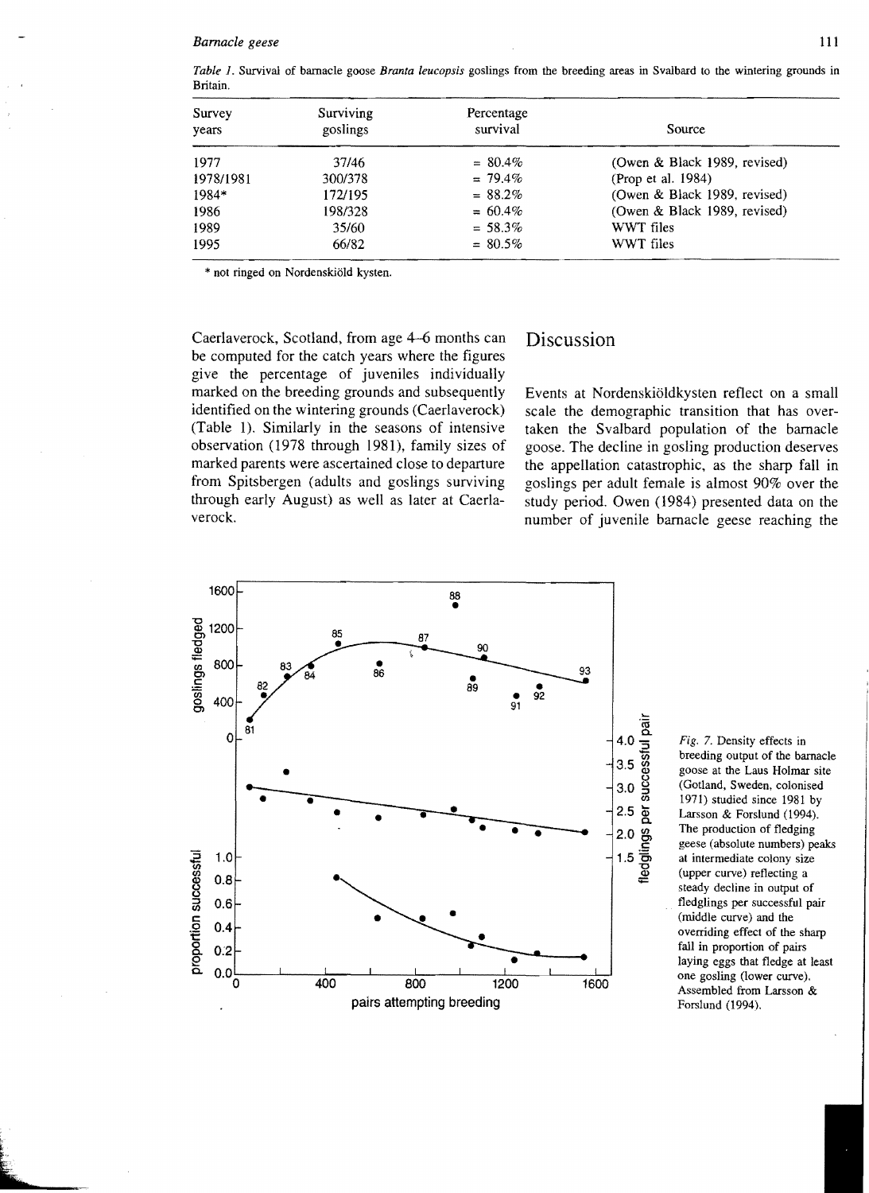*Table 1.* Survival of barnacle goose *Branta leucopsis* goslings from the breeding areas in Svalbard to the wintering grounds in Britain.

| Survey years | Surviving goslings | Percentage survival | Source |
|---|---|---|---|
| 1977 | 37/46 | = 80.4% | (Owen & Black 1989, revised) |
| 1978/1981 | 300/378 | = 79.4% | (Prop et al. 1984) |
| 1984* | 172/195 | = 88.2% | (Owen & Black 1989, revised) |
| 1986 | 198/328 | = 60.4% | (Owen & Black 1989, revised) |
| 1989 | 35/60 | = 58.3% | WWT files |
| 1995 | 66/82 | = 80.5% | WWT files |

* not ringed on Nordenskiöld kysten.

Caerlaverock, Scotland, from age 4–6 months can be computed for the catch years where the figures give the percentage of juveniles individually marked on the breeding grounds and subsequently identified on the wintering grounds (Caerlaverock) (Table 1). Similarly in the seasons of intensive observation (1978 through 1981), family sizes of marked parents were ascertained close to departure from Spitsbergen (adults and goslings surviving through early August) as well as later at Caerlaverock.

## Discussion

Events at Nordenskiöldkysten reflect on a small scale the demographic transition that has overtaken the Svalbard population of the barnacle goose. The decline in gosling production deserves the appellation catastrophic, as the sharp fall in goslings per adult female is almost 90% over the study period. Owen (1984) presented data on the number of juvenile barnacle geese reaching the

*Fig. 7.* Density effects in breeding output of the barnacle goose at the Laus Holmar site (Gotland, Sweden, colonised 1971) studied since 1981 by Larsson & Forslund (1994). The production of fledging geese (absolute numbers) peaks at intermediate colony size (upper curve) reflecting a steady decline in output of fledglings per successful pair (middle curve) and the overriding effect of the sharp fall in proportion of pairs laying eggs that fledge at least one gosling (lower curve). Assembled from Larsson & Forslund (1994).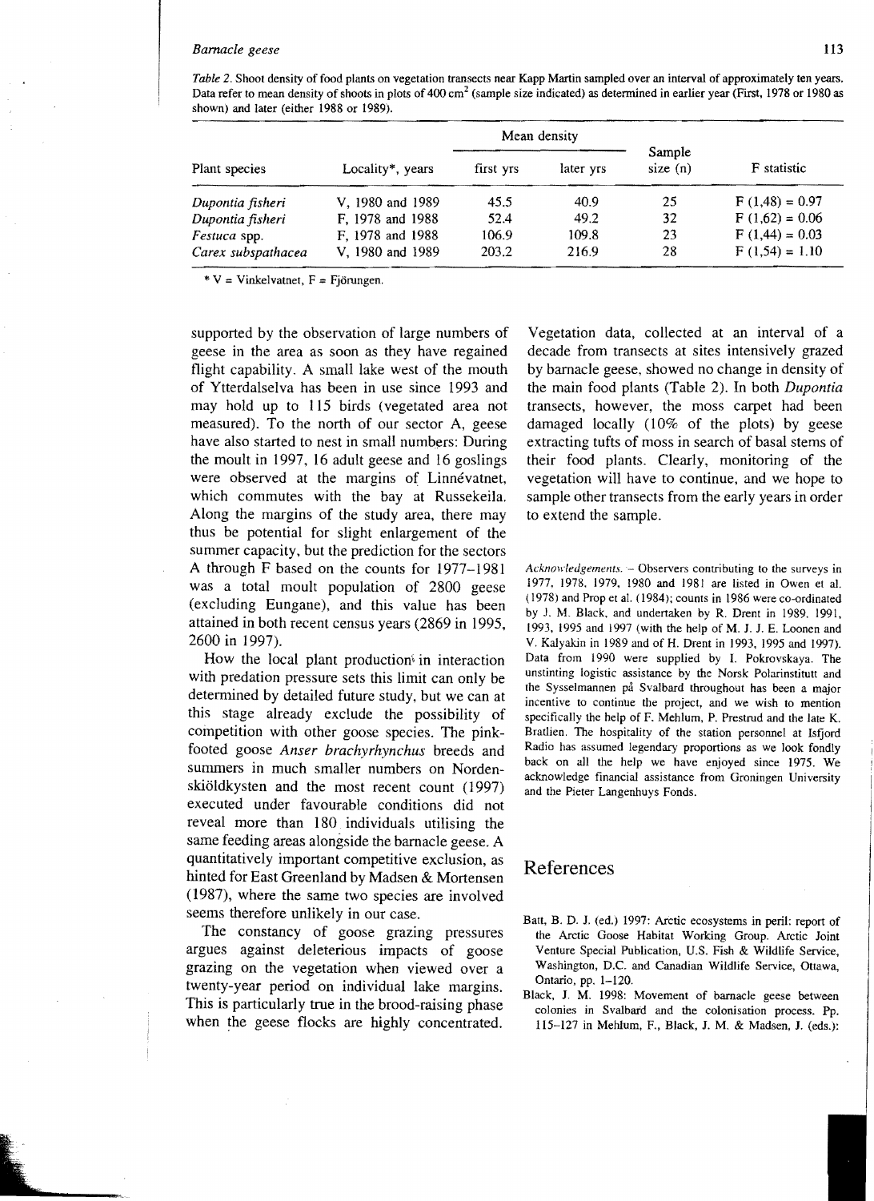*Table 2*. Shoot density of food plants on vegetation transects near Kapp Martin sampled over an interval of approximately ten years. Data refer to mean density of shoots in plots of 400 cm$^2$ (sample size indicated) as determined in earlier year (First, 1978 or 1980 as shown) and later (either 1988 or 1989).

| Plant species | Locality*, years | Mean density | | Sample size (n) | F statistic |
|---|---|---|---|---|---|
| | | first yrs | later yrs | | |
| *Dupontia fisheri* | V, 1980 and 1989 | 45.5 | 40.9 | 25 | $F(1,48) = 0.97$ |
| *Dupontia fisheri* | F, 1978 and 1988 | 52.4 | 49.2 | 32 | $F(1,62) = 0.06$ |
| *Festuca* spp. | F, 1978 and 1988 | 106.9 | 109.8 | 23 | $F(1,44) = 0.03$ |
| *Carex subspathacea* | V, 1980 and 1989 | 203.2 | 216.9 | 28 | $F(1,54) = 1.10$ |

* V = Vinkelvatnet, F = Fjörungen.

supported by the observation of large numbers of geese in the area as soon as they have regained flight capability. A small lake west of the mouth of Ytterdalselva has been in use since 1993 and may hold up to 115 birds (vegetated area not measured). To the north of our sector A, geese have also started to nest in small numbers: During the moult in 1997, 16 adult geese and 16 goslings were observed at the margins of Linnévatnet, which commutes with the bay at Russekeila. Along the margins of the study area, there may thus be potential for slight enlargement of the summer capacity, but the prediction for the sectors A through F based on the counts for 1977–1981 was a total moult population of 2800 geese (excluding Eungane), and this value has been attained in both recent census years (2869 in 1995, 2600 in 1997).

How the local plant production in interaction with predation pressure sets this limit can only be determined by detailed future study, but we can at this stage already exclude the possibility of competition with other goose species. The pink-footed goose *Anser brachyrhynchus* breeds and summers in much smaller numbers on Nordenskiöldkysten and the most recent count (1997) executed under favourable conditions did not reveal more than 180 individuals utilising the same feeding areas alongside the barnacle geese. A quantitatively important competitive exclusion, as hinted for East Greenland by Madsen & Mortensen (1987), where the same two species are involved seems therefore unlikely in our case.

The constancy of goose grazing pressures argues against deleterious impacts of goose grazing on the vegetation when viewed over a twenty-year period on individual lake margins. This is particularly true in the brood-raising phase when the geese flocks are highly concentrated. Vegetation data, collected at an interval of a decade from transects at sites intensively grazed by barnacle geese, showed no change in density of the main food plants (Table 2). In both *Dupontia* transects, however, the moss carpet had been damaged locally (10% of the plots) by geese extracting tufts of moss in search of basal stems of their food plants. Clearly, monitoring of the vegetation will have to continue, and we hope to sample other transects from the early years in order to extend the sample.

*Acknowledgements*. – Observers contributing to the surveys in 1977, 1978, 1979, 1980 and 1981 are listed in Owen et al. (1978) and Prop et al. (1984); counts in 1986 were co-ordinated by J. M. Black, and undertaken by R. Drent in 1989, 1991, 1993, 1995 and 1997 (with the help of M. J. J. E. Loonen and V. Kalyakin in 1989 and of H. Drent in 1993, 1995 and 1997). Data from 1990 were supplied by I. Pokrovskaya. The unstinting logistic assistance by the Norsk Polarinstitutt and the Sysselmannen på Svalbard throughout has been a major incentive to continue the project, and we wish to mention specifically the help of F. Mehlum, P. Prestrud and the late K. Bratlien. The hospitality of the station personnel at Isfjord Radio has assumed legendary proportions as we look fondly back on all the help we have enjoyed since 1975. We acknowledge financial assistance from Groningen University and the Pieter Langenhuys Fonds.

## References

Batt, B. D. J. (ed.) 1997: Arctic ecosystems in peril: report of the Arctic Goose Habitat Working Group. Arctic Joint Venture Special Publication, U.S. Fish & Wildlife Service, Washington, D.C. and Canadian Wildlife Service, Ottawa, Ontario, pp. 1–120.

Black, J. M. 1998: Movement of barnacle geese between colonies in Svalbard and the colonisation process. Pp. 115–127 in Mehlum, F., Black, J. M. & Madsen, J. (eds.):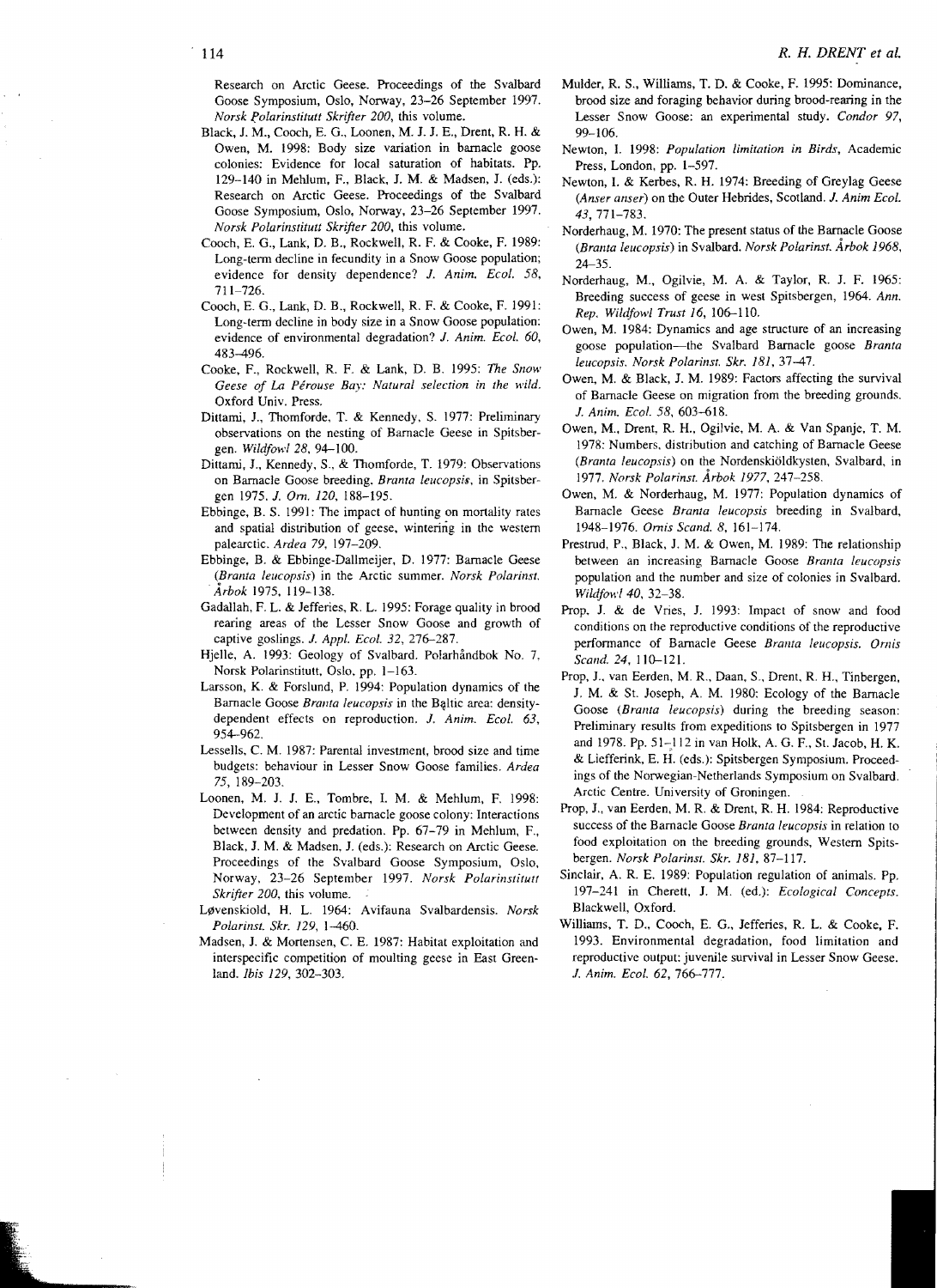Research on Arctic Geese. Proceedings of the Svalbard Goose Symposium, Oslo, Norway, 23–26 September 1997. *Norsk Polarinstitutt Skrifter 200*, this volume.

Black, J. M., Cooch, E. G., Loonen, M. J. J. E., Drent, R. H. & Owen, M. 1998: Body size variation in barnacle goose colonies: Evidence for local saturation of habitats. Pp. 129–140 in Mehlum, F., Black, J. M. & Madsen, J. (eds.): Research on Arctic Geese. Proceedings of the Svalbard Goose Symposium, Oslo, Norway, 23–26 September 1997. *Norsk Polarinstitutt Skrifter 200*, this volume.

Cooch, E. G., Lank, D. B., Rockwell, R. F. & Cooke, F. 1989: Long-term decline in fecundity in a Snow Goose population; evidence for density dependence? *J. Anim. Ecol. 58*, 711–726.

Cooch, E. G., Lank, D. B., Rockwell, R. F. & Cooke, F. 1991: Long-term decline in body size in a Snow Goose population: evidence of environmental degradation? *J. Anim. Ecol. 60*, 483–496.

Cooke, F., Rockwell, R. F. & Lank, D. B. 1995: *The Snow Geese of La Pérouse Bay: Natural selection in the wild.* Oxford Univ. Press.

Dittami, J., Thomforde, T. & Kennedy, S. 1977: Preliminary observations on the nesting of Barnacle Geese in Spitsbergen. *Wildfowl 28*, 94–100.

Dittami, J., Kennedy, S., & Thomforde, T. 1979: Observations on Barnacle Goose breeding, *Branta leucopsis*, in Spitsbergen 1975. *J. Orn. 120*, 188–195.

Ebbinge, B. S. 1991: The impact of hunting on mortality rates and spatial distribution of geese, wintering in the western palearctic. *Ardea 79*, 197–209.

Ebbinge, B. & Ebbinge-Dallmeijer, D. 1977: Barnacle Geese (*Branta leucopsis*) in the Arctic summer. *Norsk Polarinst. Årbok* 1975, 119–138.

Gadallah, F. L. & Jefferies, R. L. 1995: Forage quality in brood rearing areas of the Lesser Snow Goose and growth of captive goslings. *J. Appl. Ecol. 32*, 276–287.

Hjelle, A. 1993: Geology of Svalbard. Polarhåndbok No. 7, Norsk Polarinstitutt, Oslo, pp. 1–163.

Larsson, K. & Forslund, P. 1994: Population dynamics of the Barnacle Goose *Branta leucopsis* in the Baltic area: density-dependent effects on reproduction. *J. Anim. Ecol. 63*, 954–962.

Lessells, C. M. 1987: Parental investment, brood size and time budgets: behaviour in Lesser Snow Goose families. *Ardea 75*, 189–203.

Loonen, M. J. J. E., Tombre, I. M. & Mehlum, F. 1998: Development of an arctic barnacle goose colony: Interactions between density and predation. Pp. 67–79 in Mehlum, F., Black, J. M. & Madsen, J. (eds.): Research on Arctic Geese. Proceedings of the Svalbard Goose Symposium, Oslo, Norway, 23–26 September 1997. *Norsk Polarinstitutt Skrifter 200*, this volume.

Løvenskiold, H. L. 1964: Avifauna Svalbardensis. *Norsk Polarinst. Skr. 129*, 1–460.

Madsen, J. & Mortensen, C. E. 1987: Habitat exploitation and interspecific competition of moulting geese in East Greenland. *Ibis 129*, 302–303.

Mulder, R. S., Williams, T. D. & Cooke, F. 1995: Dominance, brood size and foraging behavior during brood-rearing in the Lesser Snow Goose: an experimental study. *Condor 97*, 99–106.

Newton, I. 1998: *Population limitation in Birds*, Academic Press, London, pp. 1–597.

Newton, I. & Kerbes, R. H. 1974: Breeding of Greylag Geese (*Anser anser*) on the Outer Hebrides, Scotland. *J. Anim Ecol. 43*, 771–783.

Norderhaug, M. 1970: The present status of the Barnacle Goose (*Branta leucopsis*) in Svalbard. *Norsk Polarinst. Årbok 1968*, 24–35.

Norderhaug, M., Ogilvie, M. A. & Taylor, R. J. F. 1965: Breeding success of geese in west Spitsbergen, 1964. *Ann. Rep. Wildfowl Trust 16*, 106–110.

Owen, M. 1984: Dynamics and age structure of an increasing goose population—the Svalbard Barnacle goose *Branta leucopsis*. *Norsk Polarinst. Skr. 181*, 37–47.

Owen, M. & Black, J. M. 1989: Factors affecting the survival of Barnacle Geese on migration from the breeding grounds. *J. Anim. Ecol. 58*, 603–618.

Owen, M., Drent, R. H., Ogilvie, M. A. & Van Spanje, T. M. 1978: Numbers, distribution and catching of Barnacle Geese (*Branta leucopsis*) on the Nordenskiöldkysten, Svalbard, in 1977. *Norsk Polarinst. Årbok 1977*, 247–258.

Owen, M. & Norderhaug, M. 1977: Population dynamics of Barnacle Geese *Branta leucopsis* breeding in Svalbard, 1948–1976. *Ornis Scand. 8*, 161–174.

Prestrud, P., Black, J. M. & Owen, M. 1989: The relationship between an increasing Barnacle Goose *Branta leucopsis* population and the number and size of colonies in Svalbard. *Wildfowl 40*, 32–38.

Prop, J. & de Vries, J. 1993: Impact of snow and food conditions on the reproductive conditions of the reproductive performance of Barnacle Geese *Branta leucopsis*. *Ornis Scand. 24*, 110–121.

Prop, J., van Eerden, M. R., Daan, S., Drent, R. H., Tinbergen, J. M. & St. Joseph, A. M. 1980: Ecology of the Barnacle Goose (*Branta leucopsis*) during the breeding season: Preliminary results from expeditions to Spitsbergen in 1977 and 1978. Pp. 51–112 in van Holk, A. G. F., St. Jacob, H. K. & Liefferink, E. H. (eds.): Spitsbergen Symposium. Proceedings of the Norwegian-Netherlands Symposium on Svalbard. Arctic Centre. University of Groningen.

Prop, J., van Eerden, M. R. & Drent, R. H. 1984: Reproductive success of the Barnacle Goose *Branta leucopsis* in relation to food exploitation on the breeding grounds, Western Spitsbergen. *Norsk Polarinst. Skr. 181*, 87–117.

Sinclair, A. R. E. 1989: Population regulation of animals. Pp. 197–241 in Cherett, J. M. (ed.): *Ecological Concepts*. Blackwell, Oxford.

Williams, T. D., Cooch, E. G., Jefferies, R. L. & Cooke, F. 1993. Environmental degradation, food limitation and reproductive output: juvenile survival in Lesser Snow Geese. *J. Anim. Ecol. 62*, 766–777.